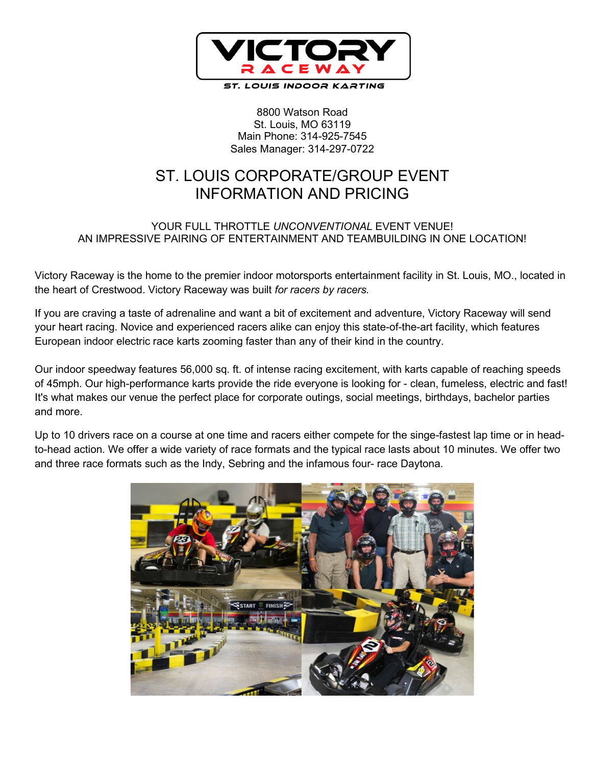# VICTORY RACEWAY

ST. LOUIS INDOOR KARTING

8800 Watson Road
St. Louis, MO 63119
Main Phone: 314-925-7545
Sales Manager: 314-297-0722

## ST. LOUIS CORPORATE/GROUP EVENT INFORMATION AND PRICING

YOUR FULL THROTTLE *UNCONVENTIONAL* EVENT VENUE!
AN IMPRESSIVE PAIRING OF ENTERTAINMENT AND TEAMBUILDING IN ONE LOCATION!

Victory Raceway is the home to the premier indoor motorsports entertainment facility in St. Louis, MO., located in the heart of Crestwood. Victory Raceway was built *for racers by racers.*

If you are craving a taste of adrenaline and want a bit of excitement and adventure, Victory Raceway will send your heart racing. Novice and experienced racers alike can enjoy this state-of-the-art facility, which features European indoor electric race karts zooming faster than any of their kind in the country.

Our indoor speedway features 56,000 sq. ft. of intense racing excitement, with karts capable of reaching speeds of 45mph. Our high-performance karts provide the ride everyone is looking for - clean, fumeless, electric and fast! It's what makes our venue the perfect place for corporate outings, social meetings, birthdays, bachelor parties and more.

Up to 10 drivers race on a course at one time and racers either compete for the singe-fastest lap time or in head-to-head action. We offer a wide variety of race formats and the typical race lasts about 10 minutes. We offer two and three race formats such as the Indy, Sebring and the infamous four- race Daytona.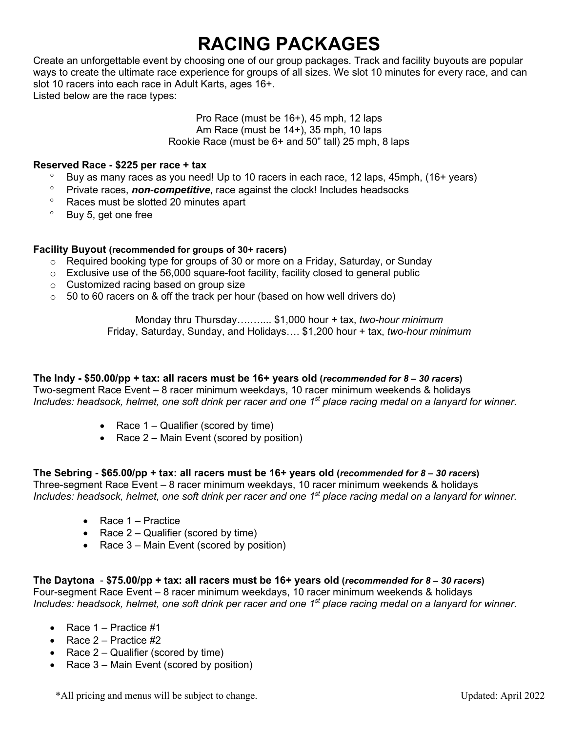# RACING PACKAGES

Create an unforgettable event by choosing one of our group packages. Track and facility buyouts are popular ways to create the ultimate race experience for groups of all sizes. We slot 10 minutes for every race, and can slot 10 racers into each race in Adult Karts, ages 16+.
Listed below are the race types:

Pro Race (must be 16+), 45 mph, 12 laps
Am Race (must be 14+), 35 mph, 10 laps
Rookie Race (must be 6+ and 50" tall) 25 mph, 8 laps

**Reserved Race - $225 per race + tax**

- Buy as many races as you need! Up to 10 racers in each race, 12 laps, 45mph, (16+ years)
- Private races, ***non-competitive***, race against the clock! Includes headsocks
- Races must be slotted 20 minutes apart
- Buy 5, get one free

**Facility Buyout (recommended for groups of 30+ racers)**

- Required booking type for groups of 30 or more on a Friday, Saturday, or Sunday
- Exclusive use of the 56,000 square-foot facility, facility closed to general public
- Customized racing based on group size
- 50 to 60 racers on & off the track per hour (based on how well drivers do)

Monday thru Thursday……..... $1,000 hour + tax, *two-hour minimum*
Friday, Saturday, Sunday, and Holidays…. $1,200 hour + tax, *two-hour minimum*

**The Indy - $50.00/pp + tax: all racers must be 16+ years old (*recommended for 8 – 30 racers*)**
Two-segment Race Event – 8 racer minimum weekdays, 10 racer minimum weekends & holidays
*Includes: headsock, helmet, one soft drink per racer and one 1st place racing medal on a lanyard for winner.*

- Race 1 – Qualifier (scored by time)
- Race 2 – Main Event (scored by position)

**The Sebring - $65.00/pp + tax: all racers must be 16+ years old (*recommended for 8 – 30 racers*)**
Three-segment Race Event – 8 racer minimum weekdays, 10 racer minimum weekends & holidays
*Includes: headsock, helmet, one soft drink per racer and one 1st place racing medal on a lanyard for winner.*

- Race 1 – Practice
- Race 2 – Qualifier (scored by time)
- Race 3 – Main Event (scored by position)

**The Daytona - $75.00/pp + tax: all racers must be 16+ years old (*recommended for 8 – 30 racers*)**
Four-segment Race Event – 8 racer minimum weekdays, 10 racer minimum weekends & holidays
*Includes: headsock, helmet, one soft drink per racer and one 1st place racing medal on a lanyard for winner.*

- Race 1 – Practice #1
- Race 2 – Practice #2
- Race 2 – Qualifier (scored by time)
- Race 3 – Main Event (scored by position)

*All pricing and menus will be subject to change. Updated: April 2022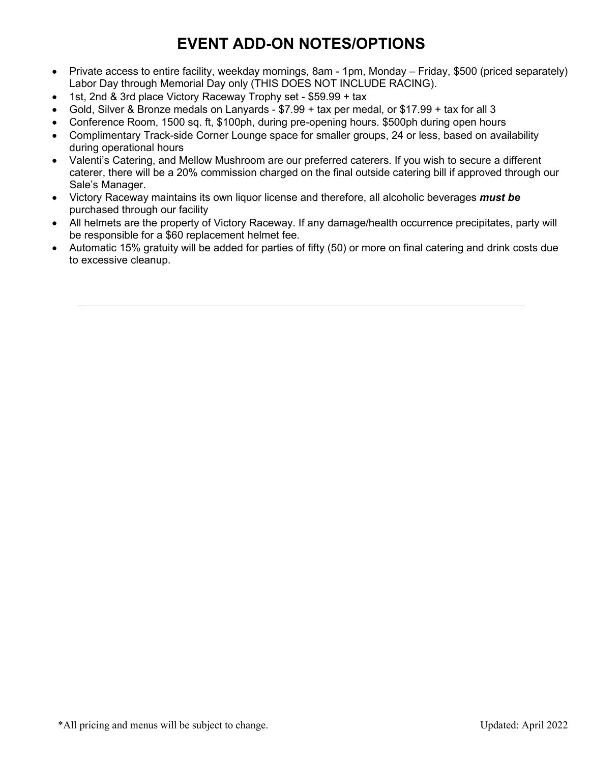# EVENT ADD-ON NOTES/OPTIONS

- Private access to entire facility, weekday mornings, 8am - 1pm, Monday – Friday, $500 (priced separately) Labor Day through Memorial Day only (THIS DOES NOT INCLUDE RACING).
- 1st, 2nd & 3rd place Victory Raceway Trophy set - $59.99 + tax
- Gold, Silver & Bronze medals on Lanyards - $7.99 + tax per medal, or $17.99 + tax for all 3
- Conference Room, 1500 sq. ft, $100ph, during pre-opening hours. $500ph during open hours
- Complimentary Track-side Corner Lounge space for smaller groups, 24 or less, based on availability during operational hours
- Valenti's Catering, and Mellow Mushroom are our preferred caterers. If you wish to secure a different caterer, there will be a 20% commission charged on the final outside catering bill if approved through our Sale's Manager.
- Victory Raceway maintains its own liquor license and therefore, all alcoholic beverages ***must be*** purchased through our facility
- All helmets are the property of Victory Raceway. If any damage/health occurrence precipitates, party will be responsible for a $60 replacement helmet fee.
- Automatic 15% gratuity will be added for parties of fifty (50) or more on final catering and drink costs due to excessive cleanup.

---

*All pricing and menus will be subject to change. Updated: April 2022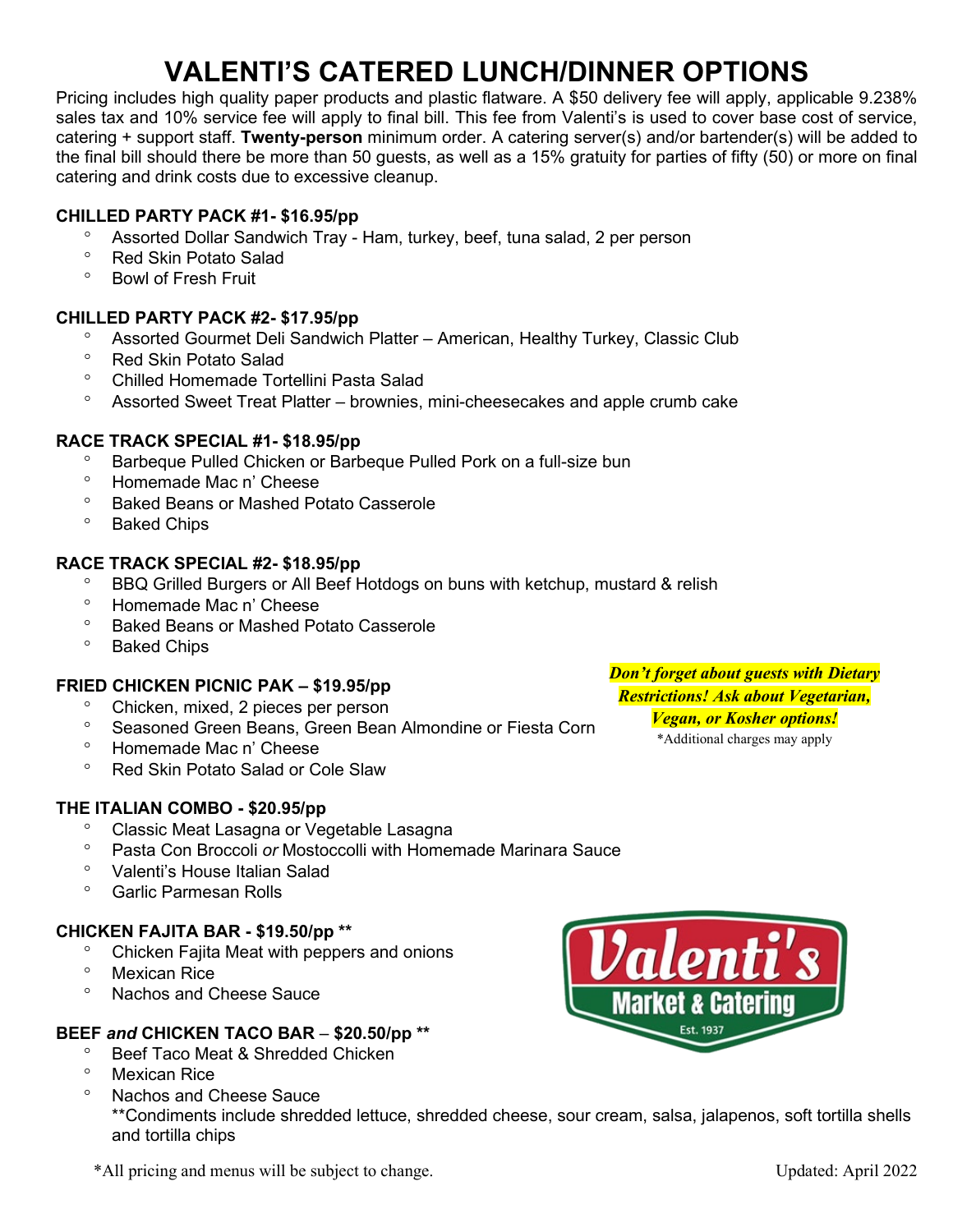# VALENTI'S CATERED LUNCH/DINNER OPTIONS

Pricing includes high quality paper products and plastic flatware. A $50 delivery fee will apply, applicable 9.238% sales tax and 10% service fee will apply to final bill. This fee from Valenti's is used to cover base cost of service, catering + support staff. **Twenty-person** minimum order. A catering server(s) and/or bartender(s) will be added to the final bill should there be more than 50 guests, as well as a 15% gratuity for parties of fifty (50) or more on final catering and drink costs due to excessive cleanup.

### CHILLED PARTY PACK #1- $16.95/pp

- Assorted Dollar Sandwich Tray - Ham, turkey, beef, tuna salad, 2 per person
- Red Skin Potato Salad
- Bowl of Fresh Fruit

### CHILLED PARTY PACK #2- $17.95/pp

- Assorted Gourmet Deli Sandwich Platter – American, Healthy Turkey, Classic Club
- Red Skin Potato Salad
- Chilled Homemade Tortellini Pasta Salad
- Assorted Sweet Treat Platter – brownies, mini-cheesecakes and apple crumb cake

### RACE TRACK SPECIAL #1- $18.95/pp

- Barbeque Pulled Chicken or Barbeque Pulled Pork on a full-size bun
- Homemade Mac n' Cheese
- Baked Beans or Mashed Potato Casserole
- Baked Chips

### RACE TRACK SPECIAL #2- $18.95/pp

- BBQ Grilled Burgers or All Beef Hotdogs on buns with ketchup, mustard & relish
- Homemade Mac n' Cheese
- Baked Beans or Mashed Potato Casserole
- Baked Chips

### FRIED CHICKEN PICNIC PAK – $19.95/pp

- Chicken, mixed, 2 pieces per person
- Seasoned Green Beans, Green Bean Almondine or Fiesta Corn
- Homemade Mac n' Cheese
- Red Skin Potato Salad or Cole Slaw

***Don't forget about guests with Dietary Restrictions! Ask about Vegetarian, Vegan, or Kosher options!***

*Additional charges may apply

### THE ITALIAN COMBO - $20.95/pp

- Classic Meat Lasagna or Vegetable Lasagna
- Pasta Con Broccoli *or* Mostoccolli with Homemade Marinara Sauce
- Valenti's House Italian Salad
- Garlic Parmesan Rolls

### CHICKEN FAJITA BAR - $19.50/pp **

- Chicken Fajita Meat with peppers and onions
- Mexican Rice
- Nachos and Cheese Sauce

### BEEF *and* CHICKEN TACO BAR – $20.50/pp **

- Beef Taco Meat & Shredded Chicken
- Mexican Rice
- Nachos and Cheese Sauce

  **Condiments include shredded lettuce, shredded cheese, sour cream, salsa, jalapenos, soft tortilla shells and tortilla chips

*All pricing and menus will be subject to change.

Updated: April 2022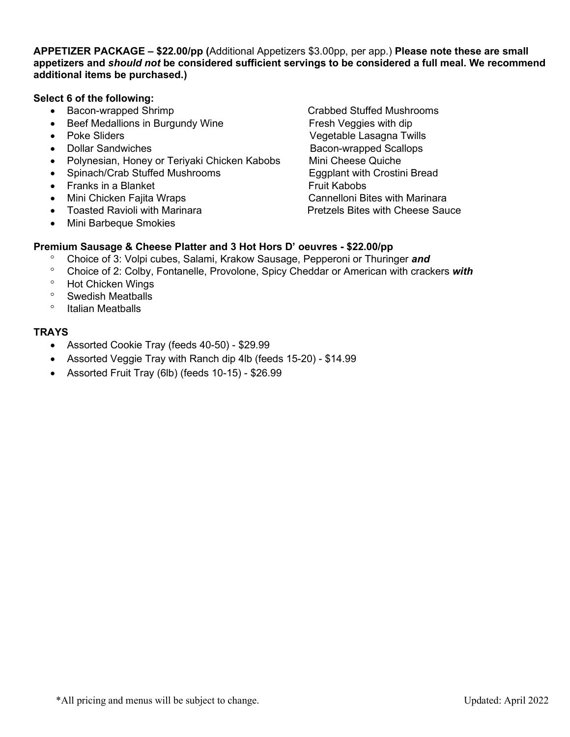**APPETIZER PACKAGE – $22.00/pp (**Additional Appetizers $3.00pp, per app.) **Please note these are small appetizers and *should not* be considered sufficient servings to be considered a full meal. We recommend additional items be purchased.)**

**Select 6 of the following:**

- Bacon-wrapped Shrimp
- Beef Medallions in Burgundy Wine
- Poke Sliders
- Dollar Sandwiches
- Polynesian, Honey or Teriyaki Chicken Kabobs
- Spinach/Crab Stuffed Mushrooms
- Franks in a Blanket
- Mini Chicken Fajita Wraps
- Toasted Ravioli with Marinara
- Mini Barbeque Smokies
- Crabbed Stuffed Mushrooms
- Fresh Veggies with dip
- Vegetable Lasagna Twills
- Bacon-wrapped Scallops
- Mini Cheese Quiche
- Eggplant with Crostini Bread
- Fruit Kabobs
- Cannelloni Bites with Marinara
- Pretzels Bites with Cheese Sauce

**Premium Sausage & Cheese Platter and 3 Hot Hors D' oeuvres - $22.00/pp**

- Choice of 3: Volpi cubes, Salami, Krakow Sausage, Pepperoni or Thuringer ***and***
- Choice of 2: Colby, Fontanelle, Provolone, Spicy Cheddar or American with crackers ***with***
- Hot Chicken Wings
- Swedish Meatballs
- Italian Meatballs

**TRAYS**

- Assorted Cookie Tray (feeds 40-50) - $29.99
- Assorted Veggie Tray with Ranch dip 4lb (feeds 15-20) - $14.99
- Assorted Fruit Tray (6lb) (feeds 10-15) - $26.99

*All pricing and menus will be subject to change. Updated: April 2022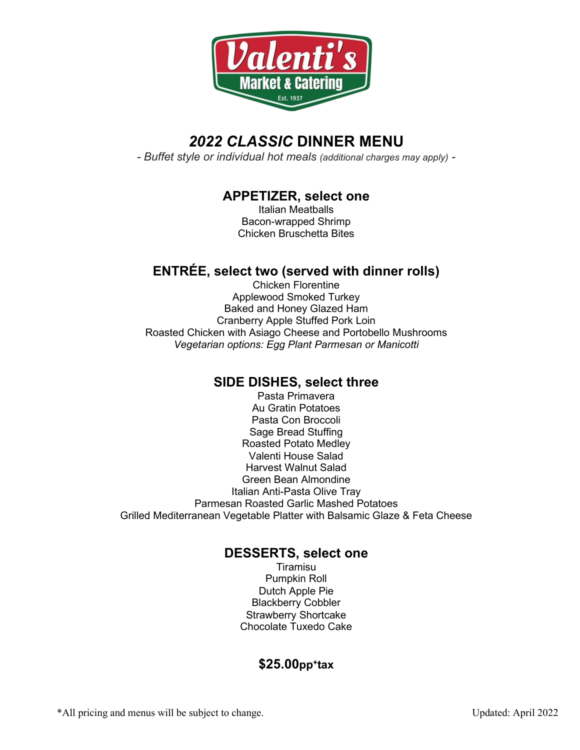Valenti's Market & Catering

Est. 1937

# *2022 CLASSIC* DINNER MENU

*- Buffet style or individual hot meals (additional charges may apply) -*

## APPETIZER, select one

Italian Meatballs
Bacon-wrapped Shrimp
Chicken Bruschetta Bites

## ENTRÉE, select two (served with dinner rolls)

Chicken Florentine
Applewood Smoked Turkey
Baked and Honey Glazed Ham
Cranberry Apple Stuffed Pork Loin
Roasted Chicken with Asiago Cheese and Portobello Mushrooms
*Vegetarian options: Egg Plant Parmesan or Manicotti*

## SIDE DISHES, select three

Pasta Primavera
Au Gratin Potatoes
Pasta Con Broccoli
Sage Bread Stuffing
Roasted Potato Medley
Valenti House Salad
Harvest Walnut Salad
Green Bean Almondine
Italian Anti-Pasta Olive Tray
Parmesan Roasted Garlic Mashed Potatoes
Grilled Mediterranean Vegetable Platter with Balsamic Glaze & Feta Cheese

## DESSERTS, select one

Tiramisu
Pumpkin Roll
Dutch Apple Pie
Blackberry Cobbler
Strawberry Shortcake
Chocolate Tuxedo Cake

**$25.00pp+tax**

*All pricing and menus will be subject to change.

Updated: April 2022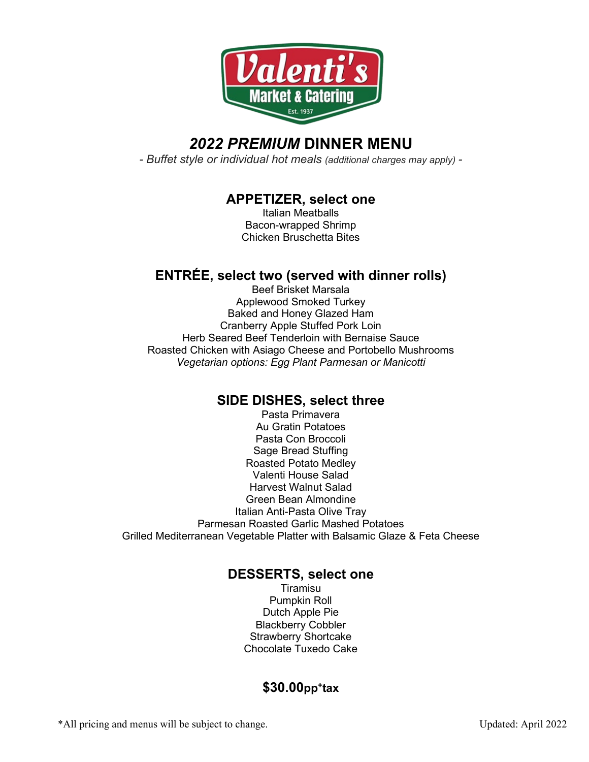Valenti's

Market & Catering

Est. 1937

# *2022 PREMIUM* DINNER MENU

*- Buffet style or individual hot meals (additional charges may apply) -*

## APPETIZER, select one

Italian Meatballs
Bacon-wrapped Shrimp
Chicken Bruschetta Bites

## ENTRÉE, select two (served with dinner rolls)

Beef Brisket Marsala
Applewood Smoked Turkey
Baked and Honey Glazed Ham
Cranberry Apple Stuffed Pork Loin
Herb Seared Beef Tenderloin with Bernaise Sauce
Roasted Chicken with Asiago Cheese and Portobello Mushrooms
*Vegetarian options: Egg Plant Parmesan or Manicotti*

## SIDE DISHES, select three

Pasta Primavera
Au Gratin Potatoes
Pasta Con Broccoli
Sage Bread Stuffing
Roasted Potato Medley
Valenti House Salad
Harvest Walnut Salad
Green Bean Almondine
Italian Anti-Pasta Olive Tray
Parmesan Roasted Garlic Mashed Potatoes
Grilled Mediterranean Vegetable Platter with Balsamic Glaze & Feta Cheese

## DESSERTS, select one

Tiramisu
Pumpkin Roll
Dutch Apple Pie
Blackberry Cobbler
Strawberry Shortcake
Chocolate Tuxedo Cake

**$30.00pp+tax**

*All pricing and menus will be subject to change. Updated: April 2022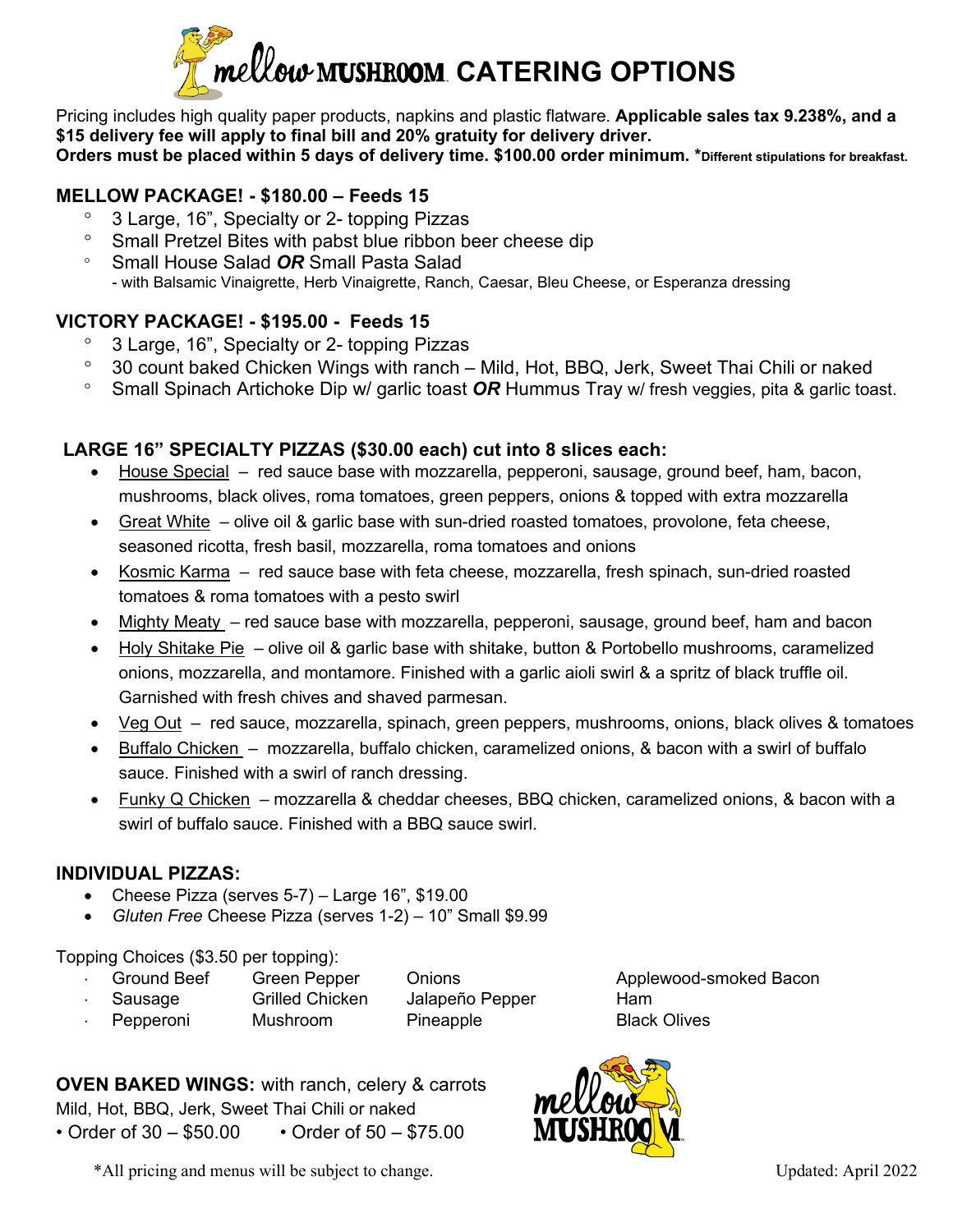# mellow MUSHROOM CATERING OPTIONS

Pricing includes high quality paper products, napkins and plastic flatware. **Applicable sales tax 9.238%, and a $15 delivery fee will apply to final bill and 20% gratuity for delivery driver.**
**Orders must be placed within 5 days of delivery time. $100.00 order minimum. *Different stipulations for breakfast.**

## MELLOW PACKAGE! - $180.00 – Feeds 15

- 3 Large, 16", Specialty or 2- topping Pizzas
- Small Pretzel Bites with pabst blue ribbon beer cheese dip
- Small House Salad ***OR*** Small Pasta Salad
  - with Balsamic Vinaigrette, Herb Vinaigrette, Ranch, Caesar, Bleu Cheese, or Esperanza dressing

## VICTORY PACKAGE! - $195.00 - Feeds 15

- 3 Large, 16", Specialty or 2- topping Pizzas
- 30 count baked Chicken Wings with ranch – Mild, Hot, BBQ, Jerk, Sweet Thai Chili or naked
- Small Spinach Artichoke Dip w/ garlic toast ***OR*** Hummus Tray w/ fresh veggies, pita & garlic toast.

## LARGE 16" SPECIALTY PIZZAS ($30.00 each) cut into 8 slices each:

- House Special – red sauce base with mozzarella, pepperoni, sausage, ground beef, ham, bacon, mushrooms, black olives, roma tomatoes, green peppers, onions & topped with extra mozzarella
- Great White – olive oil & garlic base with sun-dried roasted tomatoes, provolone, feta cheese, seasoned ricotta, fresh basil, mozzarella, roma tomatoes and onions
- Kosmic Karma – red sauce base with feta cheese, mozzarella, fresh spinach, sun-dried roasted tomatoes & roma tomatoes with a pesto swirl
- Mighty Meaty – red sauce base with mozzarella, pepperoni, sausage, ground beef, ham and bacon
- Holy Shitake Pie – olive oil & garlic base with shitake, button & Portobello mushrooms, caramelized onions, mozzarella, and montamore. Finished with a garlic aioli swirl & a spritz of black truffle oil. Garnished with fresh chives and shaved parmesan.
- Veg Out – red sauce, mozzarella, spinach, green peppers, mushrooms, onions, black olives & tomatoes
- Buffalo Chicken – mozzarella, buffalo chicken, caramelized onions, & bacon with a swirl of buffalo sauce. Finished with a swirl of ranch dressing.
- Funky Q Chicken – mozzarella & cheddar cheeses, BBQ chicken, caramelized onions, & bacon with a swirl of buffalo sauce. Finished with a BBQ sauce swirl.

## INDIVIDUAL PIZZAS:

- Cheese Pizza (serves 5-7) – Large 16", $19.00
- *Gluten Free* Cheese Pizza (serves 1-2) – 10" Small $9.99

Topping Choices ($3.50 per topping):

| | | | |
|---|---|---|---|
| Ground Beef | Green Pepper | Onions | Applewood-smoked Bacon |
| Sausage | Grilled Chicken | Jalapeño Pepper | Ham |
| Pepperoni | Mushroom | Pineapple | Black Olives |

**OVEN BAKED WINGS:** with ranch, celery & carrots
Mild, Hot, BBQ, Jerk, Sweet Thai Chili or naked
• Order of 30 – $50.00 • Order of 50 – $75.00

*All pricing and menus will be subject to change.

Updated: April 2022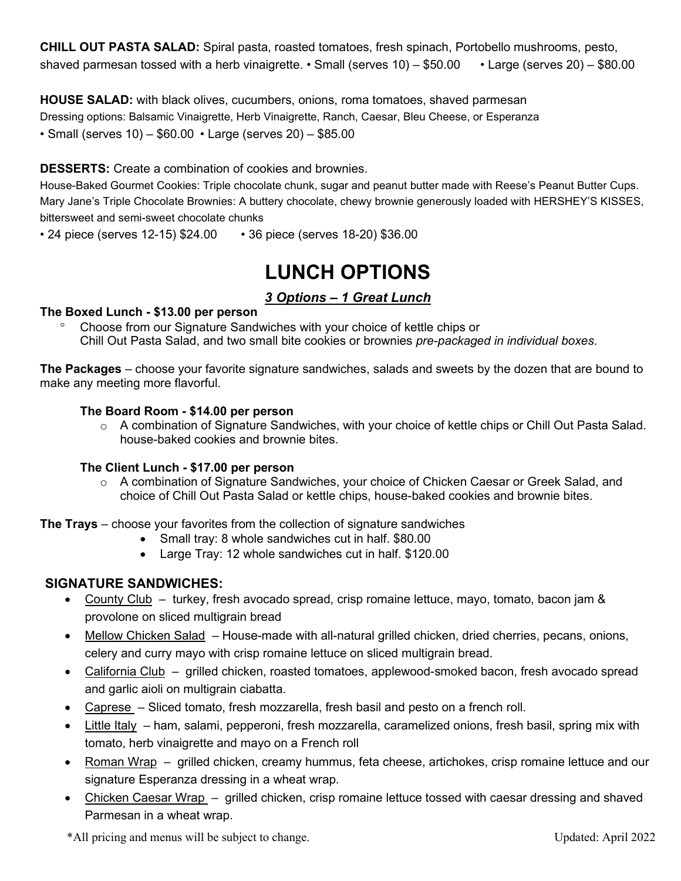**CHILL OUT PASTA SALAD:** Spiral pasta, roasted tomatoes, fresh spinach, Portobello mushrooms, pesto, shaved parmesan tossed with a herb vinaigrette. • Small (serves 10) – $50.00 • Large (serves 20) – $80.00

**HOUSE SALAD:** with black olives, cucumbers, onions, roma tomatoes, shaved parmesan
Dressing options: Balsamic Vinaigrette, Herb Vinaigrette, Ranch, Caesar, Bleu Cheese, or Esperanza
• Small (serves 10) – $60.00 • Large (serves 20) – $85.00

**DESSERTS:** Create a combination of cookies and brownies.
House-Baked Gourmet Cookies: Triple chocolate chunk, sugar and peanut butter made with Reese's Peanut Butter Cups.
Mary Jane's Triple Chocolate Brownies: A buttery chocolate, chewy brownie generously loaded with HERSHEY'S KISSES, bittersweet and semi-sweet chocolate chunks
• 24 piece (serves 12-15) $24.00 • 36 piece (serves 18-20) $36.00

# LUNCH OPTIONS

***3 Options – 1 Great Lunch***

**The Boxed Lunch - $13.00 per person**

- Choose from our Signature Sandwiches with your choice of kettle chips or Chill Out Pasta Salad, and two small bite cookies or brownies *pre-packaged in individual boxes*.

**The Packages** – choose your favorite signature sandwiches, salads and sweets by the dozen that are bound to make any meeting more flavorful.

**The Board Room - $14.00 per person**

- A combination of Signature Sandwiches, with your choice of kettle chips or Chill Out Pasta Salad. house-baked cookies and brownie bites.

**The Client Lunch - $17.00 per person**

- A combination of Signature Sandwiches, your choice of Chicken Caesar or Greek Salad, and choice of Chill Out Pasta Salad or kettle chips, house-baked cookies and brownie bites.

**The Trays** – choose your favorites from the collection of signature sandwiches

- Small tray: 8 whole sandwiches cut in half. $80.00
- Large Tray: 12 whole sandwiches cut in half. $120.00

## SIGNATURE SANDWICHES:

- County Club – turkey, fresh avocado spread, crisp romaine lettuce, mayo, tomato, bacon jam & provolone on sliced multigrain bread
- Mellow Chicken Salad – House-made with all-natural grilled chicken, dried cherries, pecans, onions, celery and curry mayo with crisp romaine lettuce on sliced multigrain bread.
- California Club – grilled chicken, roasted tomatoes, applewood-smoked bacon, fresh avocado spread and garlic aioli on multigrain ciabatta.
- Caprese – Sliced tomato, fresh mozzarella, fresh basil and pesto on a french roll.
- Little Italy – ham, salami, pepperoni, fresh mozzarella, caramelized onions, fresh basil, spring mix with tomato, herb vinaigrette and mayo on a French roll
- Roman Wrap – grilled chicken, creamy hummus, feta cheese, artichokes, crisp romaine lettuce and our signature Esperanza dressing in a wheat wrap.
- Chicken Caesar Wrap – grilled chicken, crisp romaine lettuce tossed with caesar dressing and shaved Parmesan in a wheat wrap.

*All pricing and menus will be subject to change. Updated: April 2022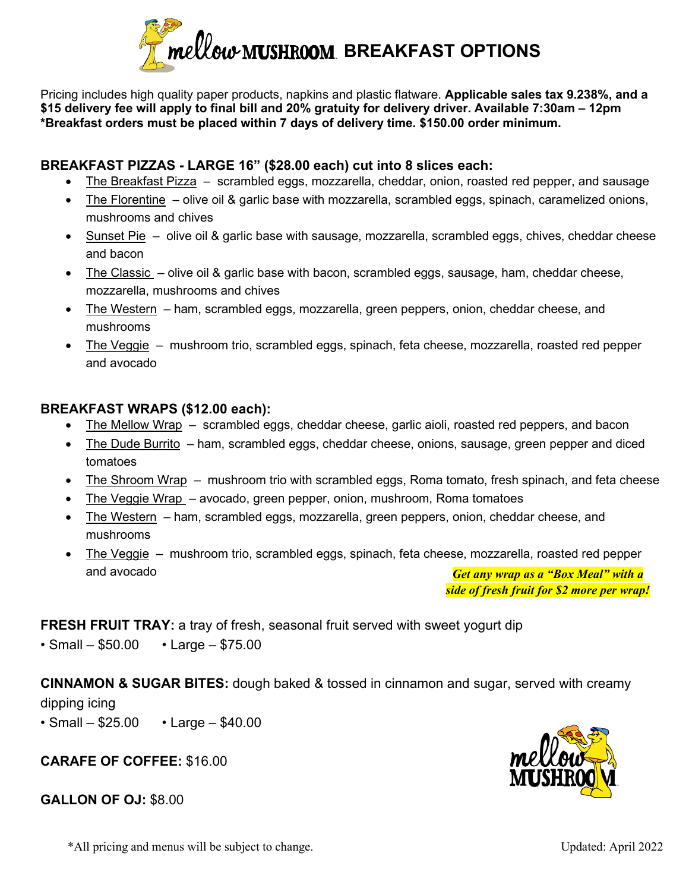# mellow MUSHROOM BREAKFAST OPTIONS

Pricing includes high quality paper products, napkins and plastic flatware. **Applicable sales tax 9.238%, and a $15 delivery fee will apply to final bill and 20% gratuity for delivery driver. Available 7:30am – 12pm \*Breakfast orders must be placed within 7 days of delivery time. $150.00 order minimum.**

## BREAKFAST PIZZAS - LARGE 16" ($28.00 each) cut into 8 slices each:

- The Breakfast Pizza – scrambled eggs, mozzarella, cheddar, onion, roasted red pepper, and sausage
- The Florentine – olive oil & garlic base with mozzarella, scrambled eggs, spinach, caramelized onions, mushrooms and chives
- Sunset Pie – olive oil & garlic base with sausage, mozzarella, scrambled eggs, chives, cheddar cheese and bacon
- The Classic – olive oil & garlic base with bacon, scrambled eggs, sausage, ham, cheddar cheese, mozzarella, mushrooms and chives
- The Western – ham, scrambled eggs, mozzarella, green peppers, onion, cheddar cheese, and mushrooms
- The Veggie – mushroom trio, scrambled eggs, spinach, feta cheese, mozzarella, roasted red pepper and avocado

## BREAKFAST WRAPS ($12.00 each):

- The Mellow Wrap – scrambled eggs, cheddar cheese, garlic aioli, roasted red peppers, and bacon
- The Dude Burrito – ham, scrambled eggs, cheddar cheese, onions, sausage, green pepper and diced tomatoes
- The Shroom Wrap – mushroom trio with scrambled eggs, Roma tomato, fresh spinach, and feta cheese
- The Veggie Wrap – avocado, green pepper, onion, mushroom, Roma tomatoes
- The Western – ham, scrambled eggs, mozzarella, green peppers, onion, cheddar cheese, and mushrooms
- The Veggie – mushroom trio, scrambled eggs, spinach, feta cheese, mozzarella, roasted red pepper and avocado

***Get any wrap as a "Box Meal" with a side of fresh fruit for $2 more per wrap!***

**FRESH FRUIT TRAY:** a tray of fresh, seasonal fruit served with sweet yogurt dip

• Small – $50.00 • Large – $75.00

**CINNAMON & SUGAR BITES:** dough baked & tossed in cinnamon and sugar, served with creamy dipping icing

• Small – $25.00 • Large – $40.00

**CARAFE OF COFFEE:** $16.00

**GALLON OF OJ:** $8.00

\*All pricing and menus will be subject to change.

Updated: April 2022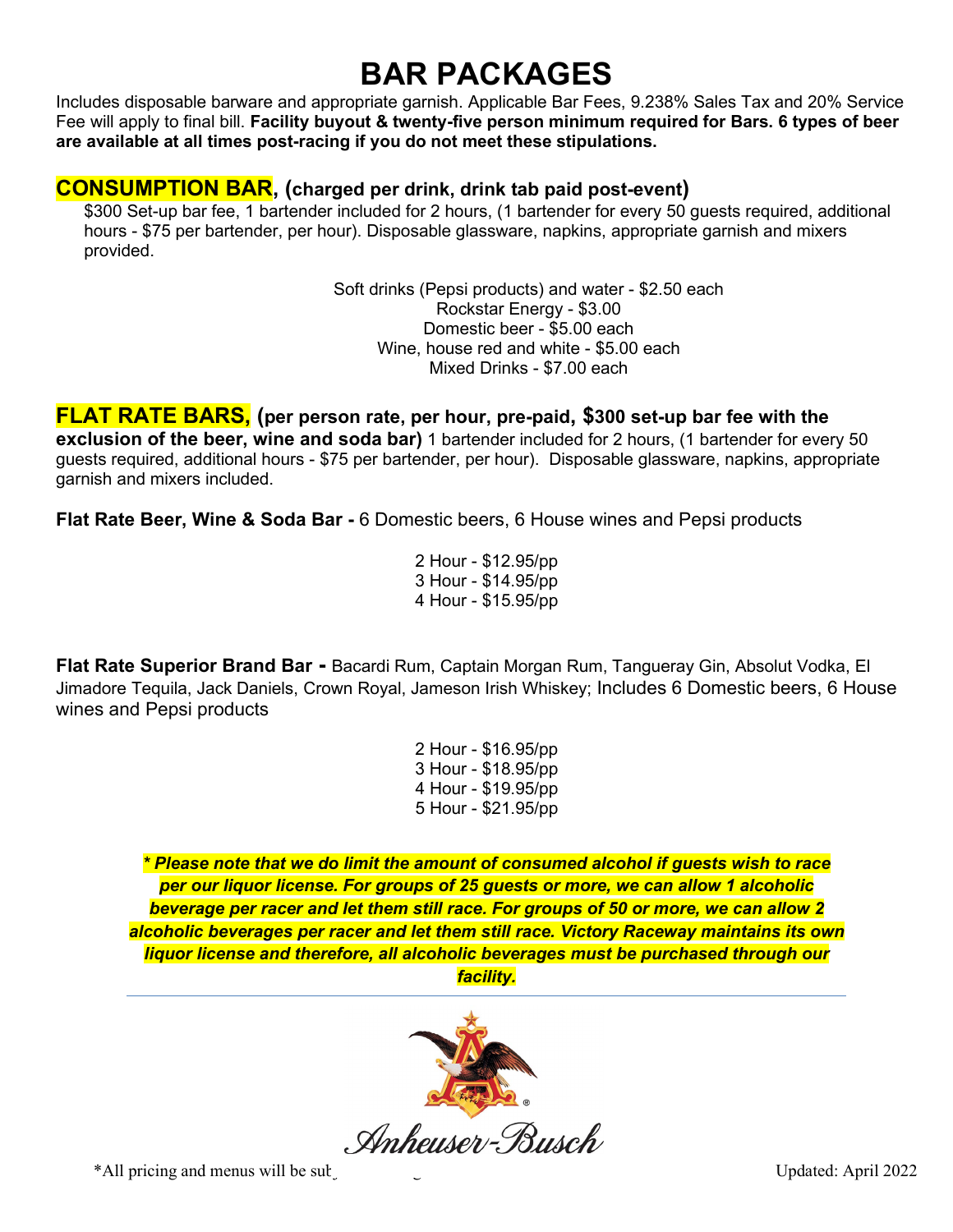# BAR PACKAGES

Includes disposable barware and appropriate garnish. Applicable Bar Fees, 9.238% Sales Tax and 20% Service Fee will apply to final bill. **Facility buyout & twenty-five person minimum required for Bars. 6 types of beer are available at all times post-racing if you do not meet these stipulations.**

## CONSUMPTION BAR, (charged per drink, drink tab paid post-event)

$300 Set-up bar fee, 1 bartender included for 2 hours, (1 bartender for every 50 guests required, additional hours - $75 per bartender, per hour). Disposable glassware, napkins, appropriate garnish and mixers provided.

Soft drinks (Pepsi products) and water - $2.50 each
Rockstar Energy - $3.00
Domestic beer - $5.00 each
Wine, house red and white - $5.00 each
Mixed Drinks - $7.00 each

## FLAT RATE BARS, (per person rate, per hour, pre-paid, $300 set-up bar fee with the exclusion of the beer, wine and soda bar)

1 bartender included for 2 hours, (1 bartender for every 50 guests required, additional hours - $75 per bartender, per hour). Disposable glassware, napkins, appropriate garnish and mixers included.

**Flat Rate Beer, Wine & Soda Bar -** 6 Domestic beers, 6 House wines and Pepsi products

2 Hour - $12.95/pp
3 Hour - $14.95/pp
4 Hour - $15.95/pp

**Flat Rate Superior Brand Bar -** Bacardi Rum, Captain Morgan Rum, Tangueray Gin, Absolut Vodka, El Jimadore Tequila, Jack Daniels, Crown Royal, Jameson Irish Whiskey; Includes 6 Domestic beers, 6 House wines and Pepsi products

2 Hour - $16.95/pp
3 Hour - $18.95/pp
4 Hour - $19.95/pp
5 Hour - $21.95/pp

***\* Please note that we do limit the amount of consumed alcohol if guests wish to race per our liquor license. For groups of 25 guests or more, we can allow 1 alcoholic beverage per racer and let them still race. For groups of 50 or more, we can allow 2 alcoholic beverages per racer and let them still race. Victory Raceway maintains its own liquor license and therefore, all alcoholic beverages must be purchased through our facility.***

Anheuser-Busch

*All pricing and menus will be sub

Updated: April 2022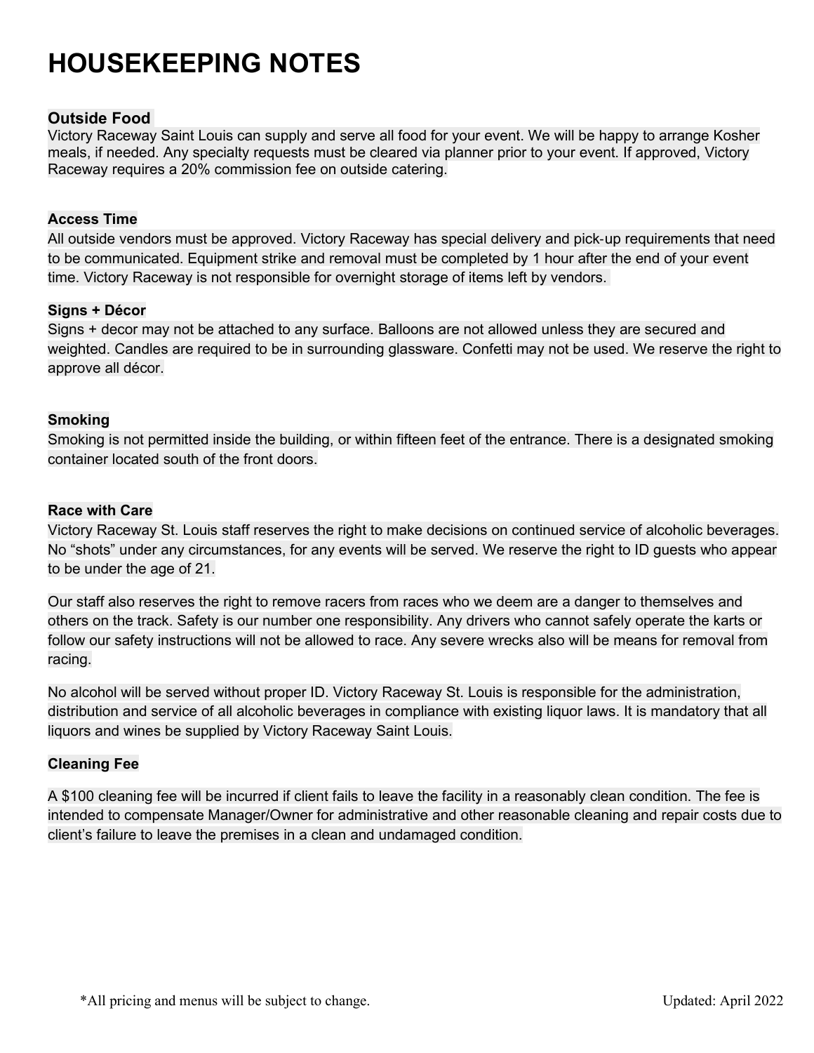# HOUSEKEEPING NOTES

### Outside Food

Victory Raceway Saint Louis can supply and serve all food for your event. We will be happy to arrange Kosher meals, if needed. Any specialty requests must be cleared via planner prior to your event. If approved, Victory Raceway requires a 20% commission fee on outside catering.

#### Access Time

All outside vendors must be approved. Victory Raceway has special delivery and pick-up requirements that need to be communicated. Equipment strike and removal must be completed by 1 hour after the end of your event time. Victory Raceway is not responsible for overnight storage of items left by vendors.

#### Signs + Décor

Signs + decor may not be attached to any surface. Balloons are not allowed unless they are secured and weighted. Candles are required to be in surrounding glassware. Confetti may not be used. We reserve the right to approve all décor.

#### Smoking

Smoking is not permitted inside the building, or within fifteen feet of the entrance. There is a designated smoking container located south of the front doors.

#### Race with Care

Victory Raceway St. Louis staff reserves the right to make decisions on continued service of alcoholic beverages. No "shots" under any circumstances, for any events will be served. We reserve the right to ID guests who appear to be under the age of 21.

Our staff also reserves the right to remove racers from races who we deem are a danger to themselves and others on the track. Safety is our number one responsibility. Any drivers who cannot safely operate the karts or follow our safety instructions will not be allowed to race. Any severe wrecks also will be means for removal from racing.

No alcohol will be served without proper ID. Victory Raceway St. Louis is responsible for the administration, distribution and service of all alcoholic beverages in compliance with existing liquor laws. It is mandatory that all liquors and wines be supplied by Victory Raceway Saint Louis.

#### Cleaning Fee

A $100 cleaning fee will be incurred if client fails to leave the facility in a reasonably clean condition. The fee is intended to compensate Manager/Owner for administrative and other reasonable cleaning and repair costs due to client's failure to leave the premises in a clean and undamaged condition.

*All pricing and menus will be subject to change. Updated: April 2022